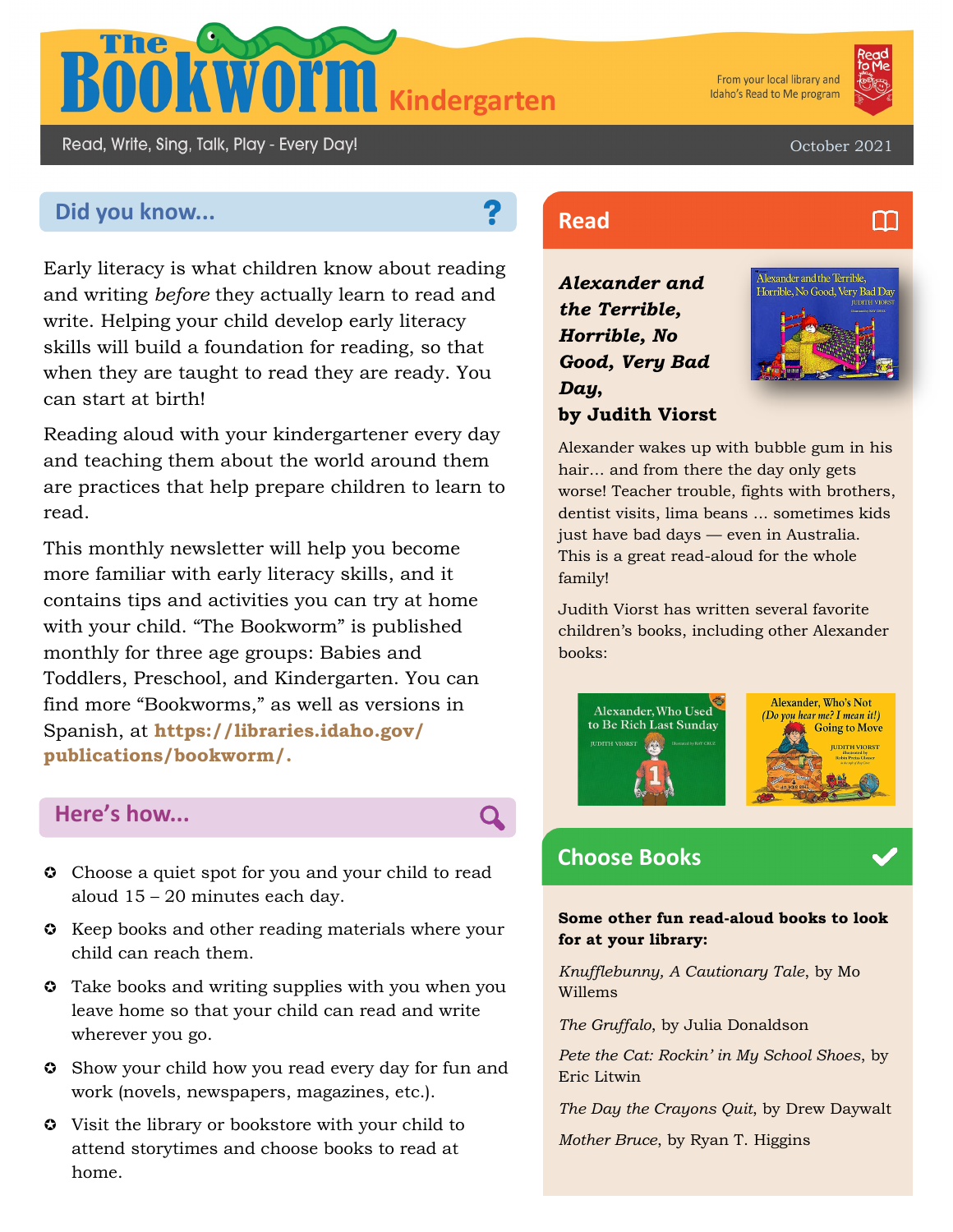# The Bookworm Kindergarten

From your local library and Idaho's Read to Me program

Read, Write, Sing, Talk, Play - Every Day!

October 2021

## Did you know...

Early literacy is what children know about reading and writing *before* they actually learn to read and write. Helping your child develop early literacy skills will build a foundation for reading, so that when they are taught to read they are ready. You can start at birth!

Reading aloud with your kindergartener every day and teaching them about the world around them are practices that help prepare children to learn to read.

This monthly newsletter will help you become more familiar with early literacy skills, and it contains tips and activities you can try at home with your child. "The Bookworm" is published monthly for three age groups: Babies and Toddlers, Preschool, and Kindergarten. You can find more "Bookworms," as well as versions in Spanish, at **https://libraries.idaho.gov/publications/bookworm/.**

## Here's how...

- Choose a quiet spot for you and your child to read aloud 15 – 20 minutes each day.
- Keep books and other reading materials where your child can reach them.
- Take books and writing supplies with you when you leave home so that your child can read and write wherever you go.
- Show your child how you read every day for fun and work (novels, newspapers, magazines, etc.).
- Visit the library or bookstore with your child to attend storytimes and choose books to read at home.

## Read

***Alexander and the Terrible, Horrible, No Good, Very Bad Day,***
**by Judith Viorst**

Alexander wakes up with bubble gum in his hair… and from there the day only gets worse! Teacher trouble, fights with brothers, dentist visits, lima beans … sometimes kids just have bad days — even in Australia. This is a great read-aloud for the whole family!

Judith Viorst has written several favorite children's books, including other Alexander books:

- Alexander, Who Used to Be Rich Last Sunday
- Alexander, Who's Not (Do you hear me? I mean it!) Going to Move

## Choose Books

**Some other fun read-aloud books to look for at your library:**

*Knufflebunny, A Cautionary Tale*, by Mo Willems

*The Gruffalo*, by Julia Donaldson

*Pete the Cat: Rockin' in My School Shoes*, by Eric Litwin

*The Day the Crayons Quit*, by Drew Daywalt

*Mother Bruce*, by Ryan T. Higgins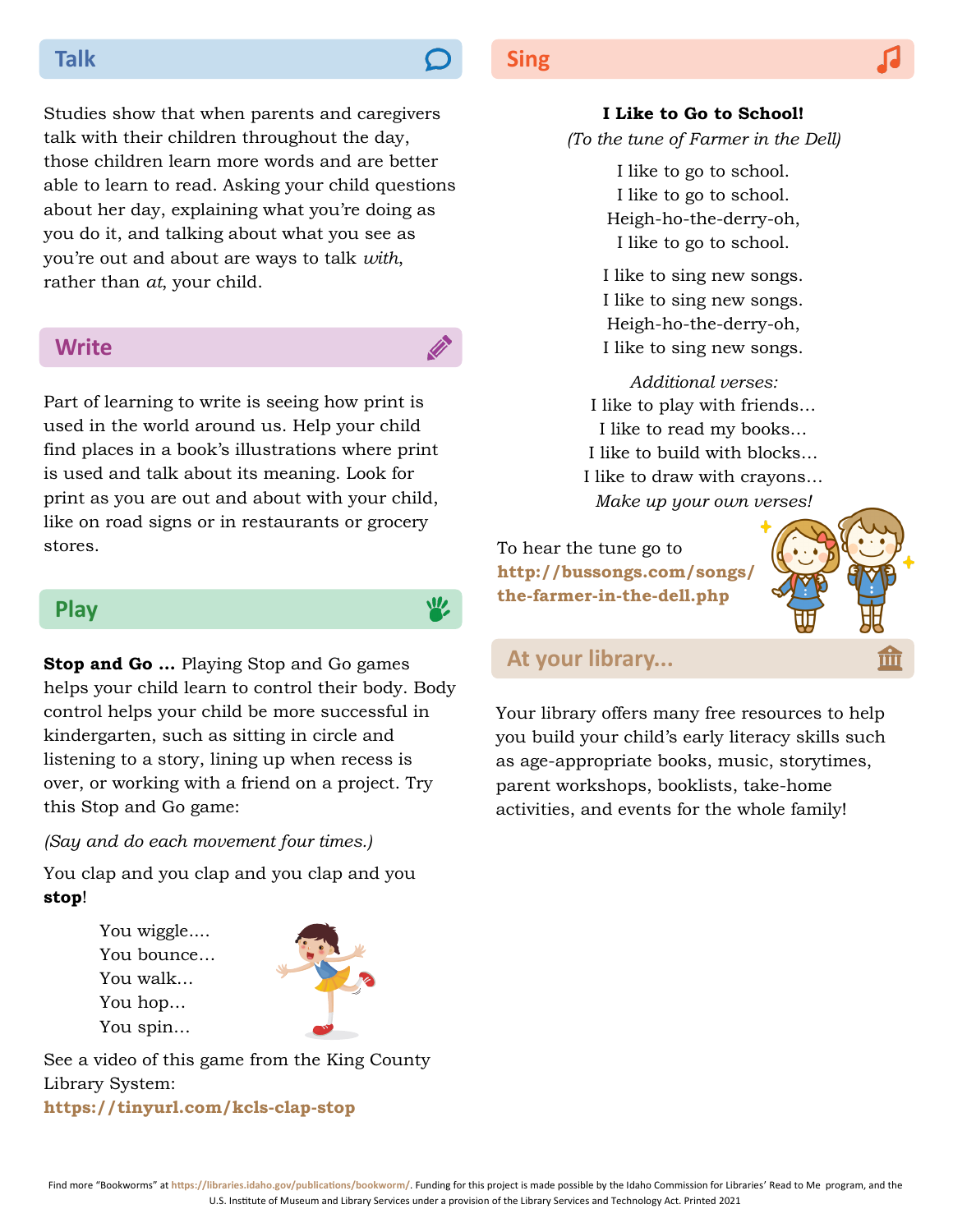## Talk

Studies show that when parents and caregivers talk with their children throughout the day, those children learn more words and are better able to learn to read. Asking your child questions about her day, explaining what you're doing as you do it, and talking about what you see as you're out and about are ways to talk *with*, rather than *at*, your child.

## Write

Part of learning to write is seeing how print is used in the world around us. Help your child find places in a book's illustrations where print is used and talk about its meaning. Look for print as you are out and about with your child, like on road signs or in restaurants or grocery stores.

## Play

**Stop and Go …** Playing Stop and Go games helps your child learn to control their body. Body control helps your child be more successful in kindergarten, such as sitting in circle and listening to a story, lining up when recess is over, or working with a friend on a project. Try this Stop and Go game:

*(Say and do each movement four times.)*

You clap and you clap and you clap and you **stop**!

You wiggle….
You bounce…
You walk…
You hop…
You spin…

See a video of this game from the King County Library System: **https://tinyurl.com/kcls-clap-stop**

## Sing

**I Like to Go to School!**
*(To the tune of Farmer in the Dell)*

I like to go to school.
I like to go to school.
Heigh-ho-the-derry-oh,
I like to go to school.

I like to sing new songs.
I like to sing new songs.
Heigh-ho-the-derry-oh,
I like to sing new songs.

*Additional verses:*
I like to play with friends…
I like to read my books…
I like to build with blocks…
I like to draw with crayons…
*Make up your own verses!*

To hear the tune go to **http://bussongs.com/songs/the-farmer-in-the-dell.php**

## At your library...

Your library offers many free resources to help you build your child's early literacy skills such as age-appropriate books, music, storytimes, parent workshops, booklists, take-home activities, and events for the whole family!

Find more "Bookworms" at https://libraries.idaho.gov/publications/bookworm/. Funding for this project is made possible by the Idaho Commission for Libraries' Read to Me program, and the U.S. Institute of Museum and Library Services under a provision of the Library Services and Technology Act. Printed 2021